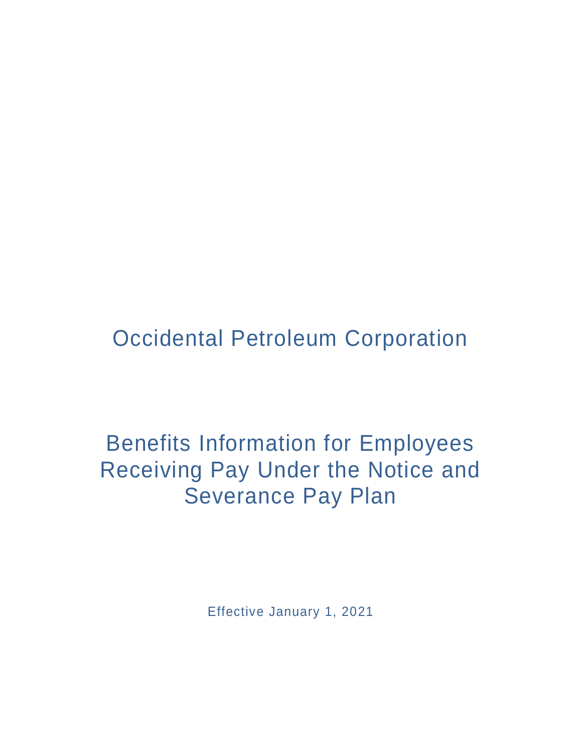# Occidental Petroleum Corporation

# Benefits Information for Employees Receiving Pay Under the Notice and Severance Pay Plan

Effective January 1, 2021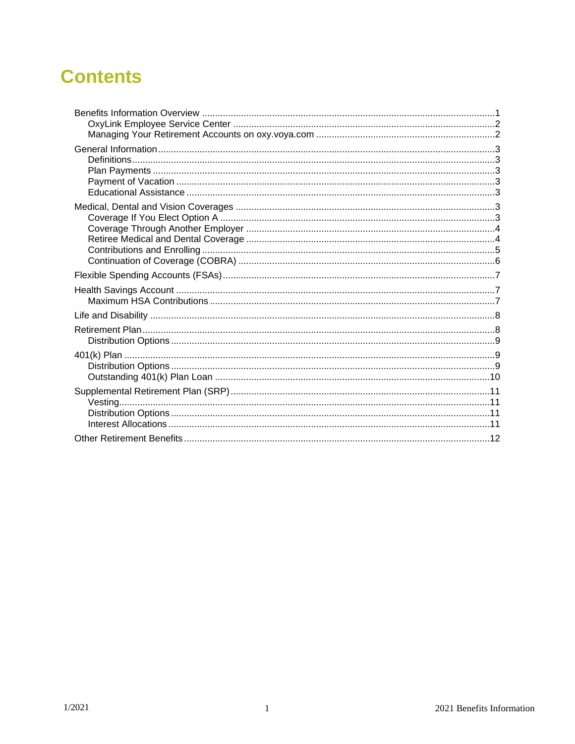# Contents

- Benefits Information Overview ..... 1
  - OxyLink Employee Service Center ..... 2
  - Managing Your Retirement Accounts on oxy.voya.com ..... 2
- General Information ..... 3
  - Definitions ..... 3
  - Plan Payments ..... 3
  - Payment of Vacation ..... 3
  - Educational Assistance ..... 3
- Medical, Dental and Vision Coverages ..... 3
  - Coverage If You Elect Option A ..... 3
  - Coverage Through Another Employer ..... 4
  - Retiree Medical and Dental Coverage ..... 4
  - Contributions and Enrolling ..... 5
  - Continuation of Coverage (COBRA) ..... 6
- Flexible Spending Accounts (FSAs) ..... 7
- Health Savings Account ..... 7
  - Maximum HSA Contributions ..... 7
- Life and Disability ..... 8
- Retirement Plan ..... 8
  - Distribution Options ..... 9
- 401(k) Plan ..... 9
  - Distribution Options ..... 9
  - Outstanding 401(k) Plan Loan ..... 10
- Supplemental Retirement Plan (SRP) ..... 11
  - Vesting ..... 11
  - Distribution Options ..... 11
  - Interest Allocations ..... 11
- Other Retirement Benefits ..... 12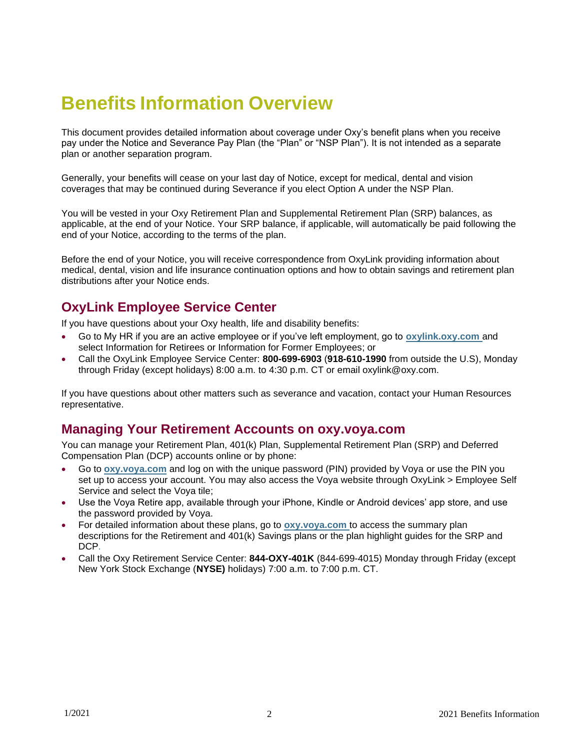# Benefits Information Overview

This document provides detailed information about coverage under Oxy's benefit plans when you receive pay under the Notice and Severance Pay Plan (the "Plan" or "NSP Plan"). It is not intended as a separate plan or another separation program.

Generally, your benefits will cease on your last day of Notice, except for medical, dental and vision coverages that may be continued during Severance if you elect Option A under the NSP Plan.

You will be vested in your Oxy Retirement Plan and Supplemental Retirement Plan (SRP) balances, as applicable, at the end of your Notice. Your SRP balance, if applicable, will automatically be paid following the end of your Notice, according to the terms of the plan.

Before the end of your Notice, you will receive correspondence from OxyLink providing information about medical, dental, vision and life insurance continuation options and how to obtain savings and retirement plan distributions after your Notice ends.

## OxyLink Employee Service Center

If you have questions about your Oxy health, life and disability benefits:

- Go to My HR if you are an active employee or if you've left employment, go to **oxylink.oxy.com** and select Information for Retirees or Information for Former Employees; or
- Call the OxyLink Employee Service Center: **800-699-6903** (**918-610-1990** from outside the U.S), Monday through Friday (except holidays) 8:00 a.m. to 4:30 p.m. CT or email oxylink@oxy.com.

If you have questions about other matters such as severance and vacation, contact your Human Resources representative.

## Managing Your Retirement Accounts on oxy.voya.com

You can manage your Retirement Plan, 401(k) Plan, Supplemental Retirement Plan (SRP) and Deferred Compensation Plan (DCP) accounts online or by phone:

- Go to **oxy.voya.com** and log on with the unique password (PIN) provided by Voya or use the PIN you set up to access your account. You may also access the Voya website through OxyLink > Employee Self Service and select the Voya tile;
- Use the Voya Retire app, available through your iPhone, Kindle or Android devices' app store, and use the password provided by Voya.
- For detailed information about these plans, go to **oxy.voya.com** to access the summary plan descriptions for the Retirement and 401(k) Savings plans or the plan highlight guides for the SRP and DCP.
- Call the Oxy Retirement Service Center: **844-OXY-401K** (844-699-4015) Monday through Friday (except New York Stock Exchange (**NYSE)** holidays) 7:00 a.m. to 7:00 p.m. CT.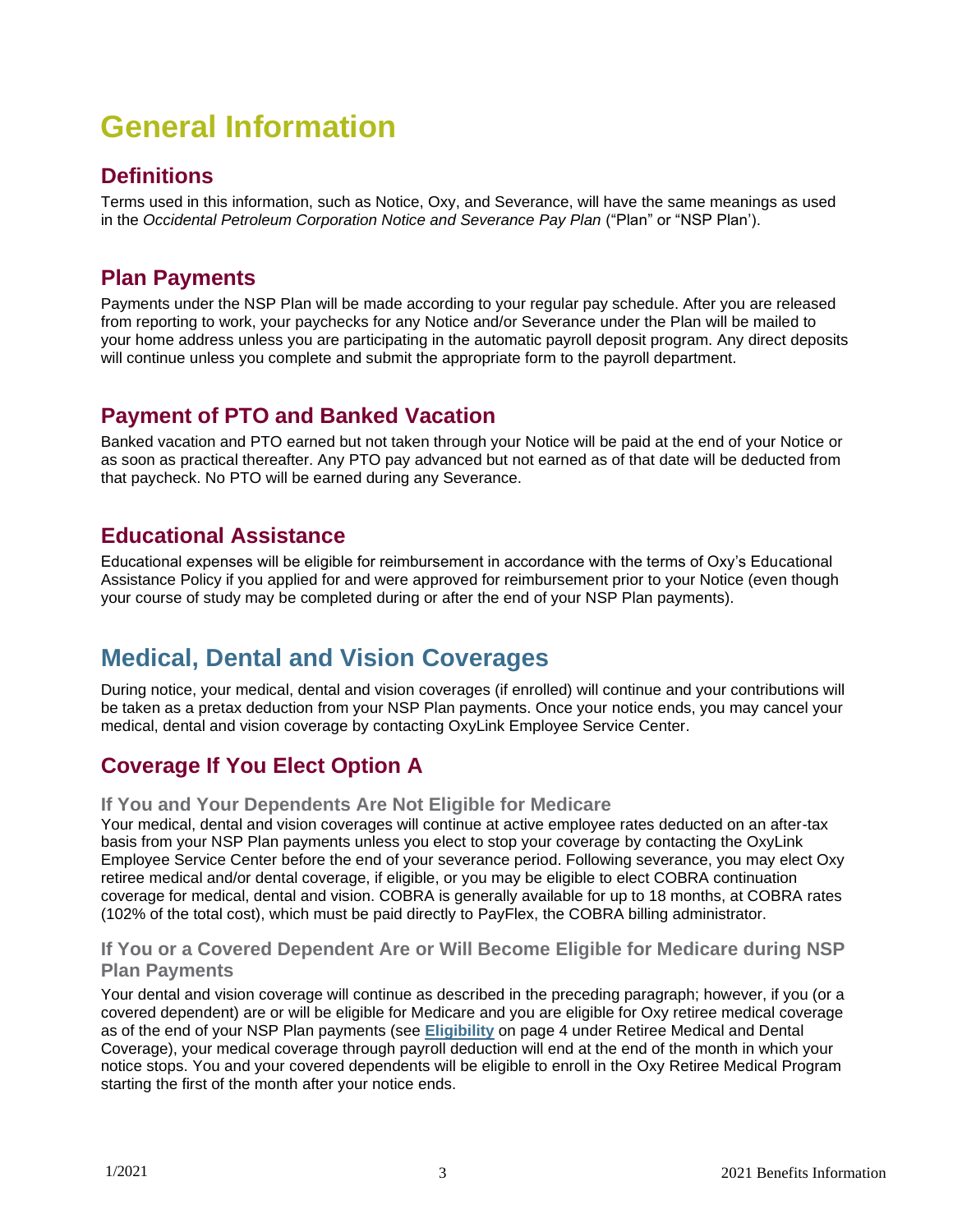# General Information

## Definitions

Terms used in this information, such as Notice, Oxy, and Severance, will have the same meanings as used in the *Occidental Petroleum Corporation Notice and Severance Pay Plan* ("Plan" or "NSP Plan').

## Plan Payments

Payments under the NSP Plan will be made according to your regular pay schedule. After you are released from reporting to work, your paychecks for any Notice and/or Severance under the Plan will be mailed to your home address unless you are participating in the automatic payroll deposit program. Any direct deposits will continue unless you complete and submit the appropriate form to the payroll department.

## Payment of PTO and Banked Vacation

Banked vacation and PTO earned but not taken through your Notice will be paid at the end of your Notice or as soon as practical thereafter. Any PTO pay advanced but not earned as of that date will be deducted from that paycheck. No PTO will be earned during any Severance.

## Educational Assistance

Educational expenses will be eligible for reimbursement in accordance with the terms of Oxy's Educational Assistance Policy if you applied for and were approved for reimbursement prior to your Notice (even though your course of study may be completed during or after the end of your NSP Plan payments).

# Medical, Dental and Vision Coverages

During notice, your medical, dental and vision coverages (if enrolled) will continue and your contributions will be taken as a pretax deduction from your NSP Plan payments. Once your notice ends, you may cancel your medical, dental and vision coverage by contacting OxyLink Employee Service Center.

## Coverage If You Elect Option A

### If You and Your Dependents Are Not Eligible for Medicare

Your medical, dental and vision coverages will continue at active employee rates deducted on an after-tax basis from your NSP Plan payments unless you elect to stop your coverage by contacting the OxyLink Employee Service Center before the end of your severance period. Following severance, you may elect Oxy retiree medical and/or dental coverage, if eligible, or you may be eligible to elect COBRA continuation coverage for medical, dental and vision. COBRA is generally available for up to 18 months, at COBRA rates (102% of the total cost), which must be paid directly to PayFlex, the COBRA billing administrator.

### If You or a Covered Dependent Are or Will Become Eligible for Medicare during NSP Plan Payments

Your dental and vision coverage will continue as described in the preceding paragraph; however, if you (or a covered dependent) are or will be eligible for Medicare and you are eligible for Oxy retiree medical coverage as of the end of your NSP Plan payments (see **Eligibility** on page 4 under Retiree Medical and Dental Coverage), your medical coverage through payroll deduction will end at the end of the month in which your notice stops. You and your covered dependents will be eligible to enroll in the Oxy Retiree Medical Program starting the first of the month after your notice ends.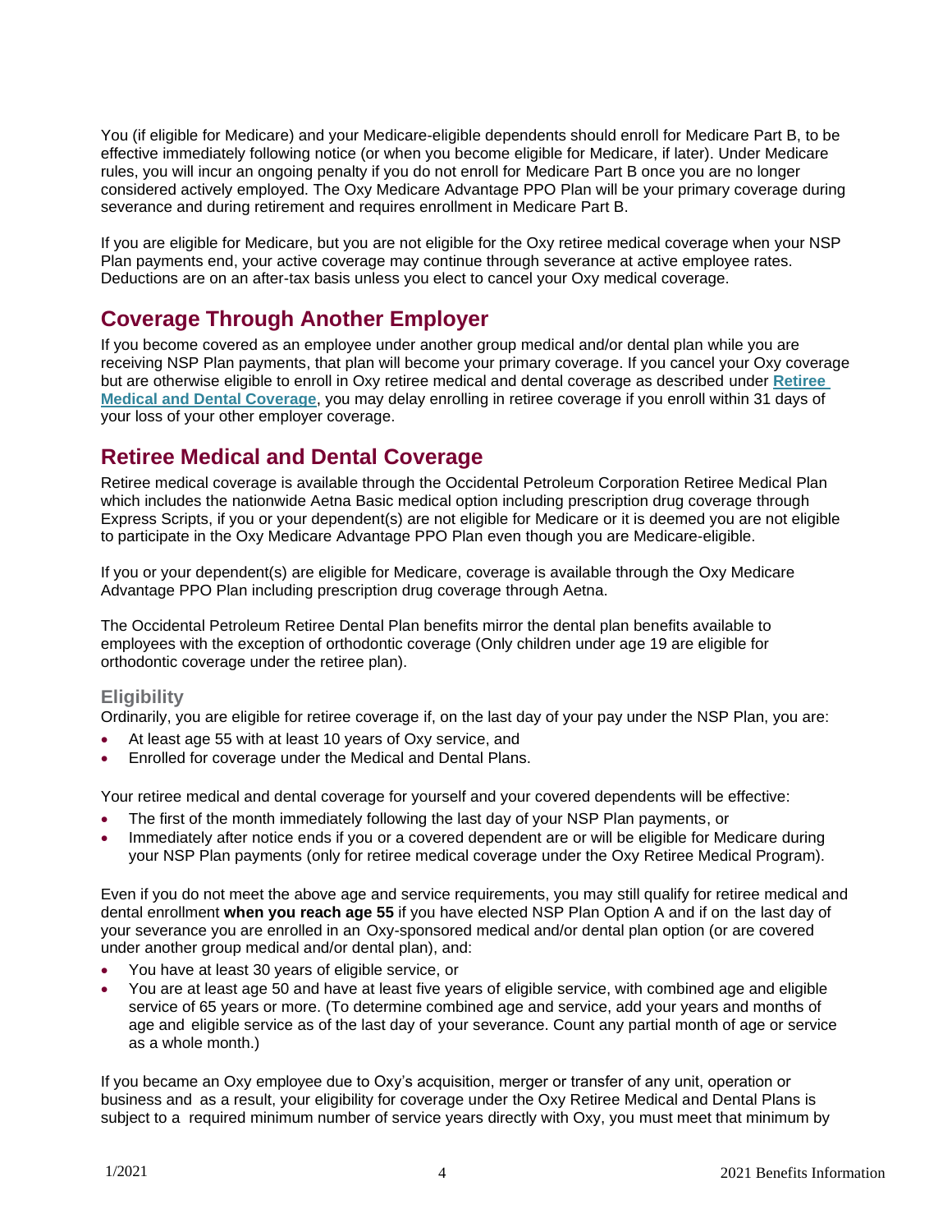You (if eligible for Medicare) and your Medicare-eligible dependents should enroll for Medicare Part B, to be effective immediately following notice (or when you become eligible for Medicare, if later). Under Medicare rules, you will incur an ongoing penalty if you do not enroll for Medicare Part B once you are no longer considered actively employed. The Oxy Medicare Advantage PPO Plan will be your primary coverage during severance and during retirement and requires enrollment in Medicare Part B.

If you are eligible for Medicare, but you are not eligible for the Oxy retiree medical coverage when your NSP Plan payments end, your active coverage may continue through severance at active employee rates. Deductions are on an after-tax basis unless you elect to cancel your Oxy medical coverage.

## Coverage Through Another Employer

If you become covered as an employee under another group medical and/or dental plan while you are receiving NSP Plan payments, that plan will become your primary coverage. If you cancel your Oxy coverage but are otherwise eligible to enroll in Oxy retiree medical and dental coverage as described under **Retiree Medical and Dental Coverage**, you may delay enrolling in retiree coverage if you enroll within 31 days of your loss of your other employer coverage.

## Retiree Medical and Dental Coverage

Retiree medical coverage is available through the Occidental Petroleum Corporation Retiree Medical Plan which includes the nationwide Aetna Basic medical option including prescription drug coverage through Express Scripts, if you or your dependent(s) are not eligible for Medicare or it is deemed you are not eligible to participate in the Oxy Medicare Advantage PPO Plan even though you are Medicare-eligible.

If you or your dependent(s) are eligible for Medicare, coverage is available through the Oxy Medicare Advantage PPO Plan including prescription drug coverage through Aetna.

The Occidental Petroleum Retiree Dental Plan benefits mirror the dental plan benefits available to employees with the exception of orthodontic coverage (Only children under age 19 are eligible for orthodontic coverage under the retiree plan).

### Eligibility

Ordinarily, you are eligible for retiree coverage if, on the last day of your pay under the NSP Plan, you are:

- At least age 55 with at least 10 years of Oxy service, and
- Enrolled for coverage under the Medical and Dental Plans.

Your retiree medical and dental coverage for yourself and your covered dependents will be effective:

- The first of the month immediately following the last day of your NSP Plan payments, or
- Immediately after notice ends if you or a covered dependent are or will be eligible for Medicare during your NSP Plan payments (only for retiree medical coverage under the Oxy Retiree Medical Program).

Even if you do not meet the above age and service requirements, you may still qualify for retiree medical and dental enrollment **when you reach age 55** if you have elected NSP Plan Option A and if on the last day of your severance you are enrolled in an Oxy-sponsored medical and/or dental plan option (or are covered under another group medical and/or dental plan), and:

- You have at least 30 years of eligible service, or
- You are at least age 50 and have at least five years of eligible service, with combined age and eligible service of 65 years or more. (To determine combined age and service, add your years and months of age and eligible service as of the last day of your severance. Count any partial month of age or service as a whole month.)

If you became an Oxy employee due to Oxy's acquisition, merger or transfer of any unit, operation or business and as a result, your eligibility for coverage under the Oxy Retiree Medical and Dental Plans is subject to a required minimum number of service years directly with Oxy, you must meet that minimum by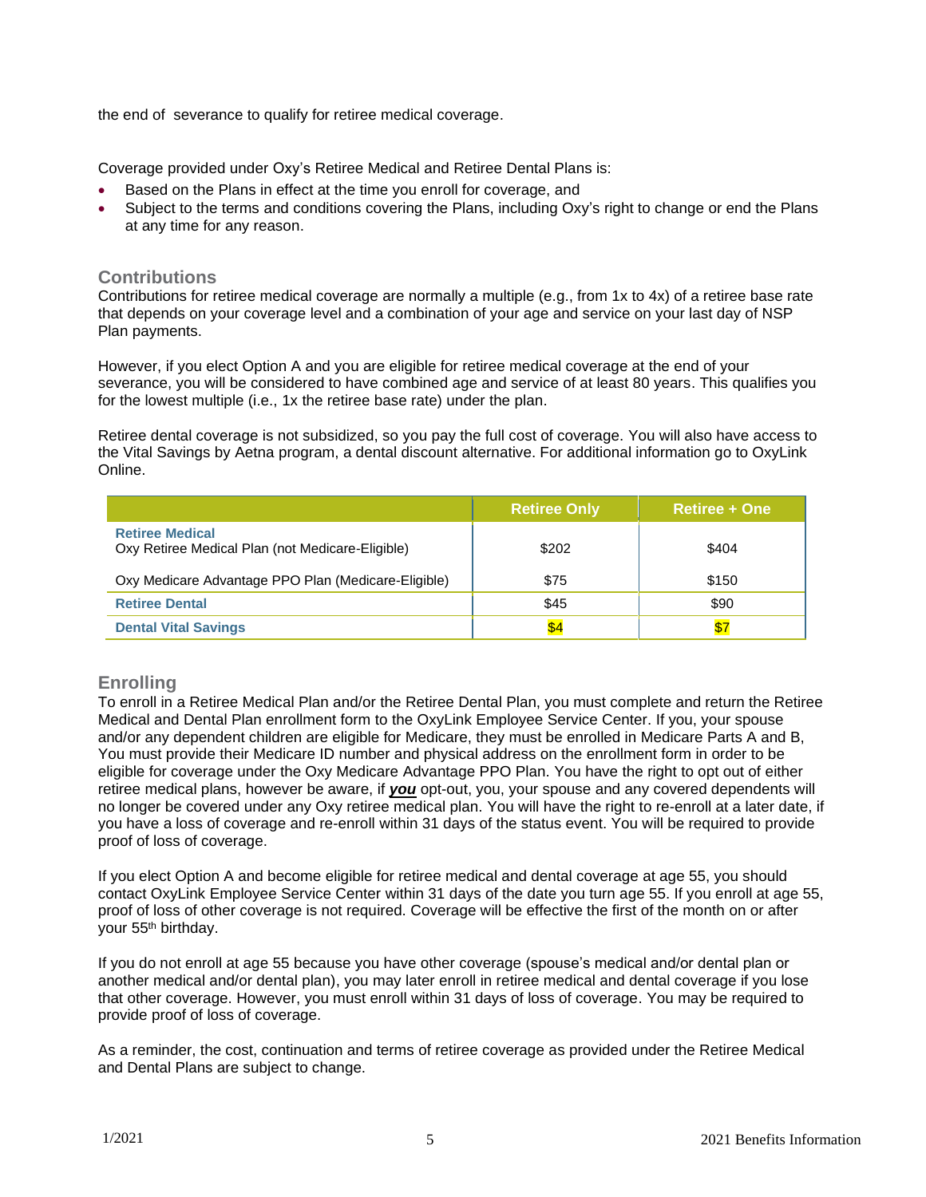the end of severance to qualify for retiree medical coverage.

Coverage provided under Oxy's Retiree Medical and Retiree Dental Plans is:

- Based on the Plans in effect at the time you enroll for coverage, and
- Subject to the terms and conditions covering the Plans, including Oxy's right to change or end the Plans at any time for any reason.

## Contributions

Contributions for retiree medical coverage are normally a multiple (e.g., from 1x to 4x) of a retiree base rate that depends on your coverage level and a combination of your age and service on your last day of NSP Plan payments.

However, if you elect Option A and you are eligible for retiree medical coverage at the end of your severance, you will be considered to have combined age and service of at least 80 years. This qualifies you for the lowest multiple (i.e., 1x the retiree base rate) under the plan.

Retiree dental coverage is not subsidized, so you pay the full cost of coverage. You will also have access to the Vital Savings by Aetna program, a dental discount alternative. For additional information go to OxyLink Online.

| | Retiree Only | Retiree + One |
|---|---|---|
| **Retiree Medical**<br>Oxy Retiree Medical Plan (not Medicare-Eligible) | $202 | $404 |
| Oxy Medicare Advantage PPO Plan (Medicare-Eligible) | $75 | $150 |
| **Retiree Dental** | $45 | $90 |
| **Dental Vital Savings** | $4 | $7 |

## Enrolling

To enroll in a Retiree Medical Plan and/or the Retiree Dental Plan, you must complete and return the Retiree Medical and Dental Plan enrollment form to the OxyLink Employee Service Center. If you, your spouse and/or any dependent children are eligible for Medicare, they must be enrolled in Medicare Parts A and B, You must provide their Medicare ID number and physical address on the enrollment form in order to be eligible for coverage under the Oxy Medicare Advantage PPO Plan. You have the right to opt out of either retiree medical plans, however be aware, if ***you*** opt-out, you, your spouse and any covered dependents will no longer be covered under any Oxy retiree medical plan. You will have the right to re-enroll at a later date, if you have a loss of coverage and re-enroll within 31 days of the status event. You will be required to provide proof of loss of coverage.

If you elect Option A and become eligible for retiree medical and dental coverage at age 55, you should contact OxyLink Employee Service Center within 31 days of the date you turn age 55. If you enroll at age 55, proof of loss of other coverage is not required. Coverage will be effective the first of the month on or after your 55th birthday.

If you do not enroll at age 55 because you have other coverage (spouse's medical and/or dental plan or another medical and/or dental plan), you may later enroll in retiree medical and dental coverage if you lose that other coverage. However, you must enroll within 31 days of loss of coverage. You may be required to provide proof of loss of coverage.

As a reminder, the cost, continuation and terms of retiree coverage as provided under the Retiree Medical and Dental Plans are subject to change.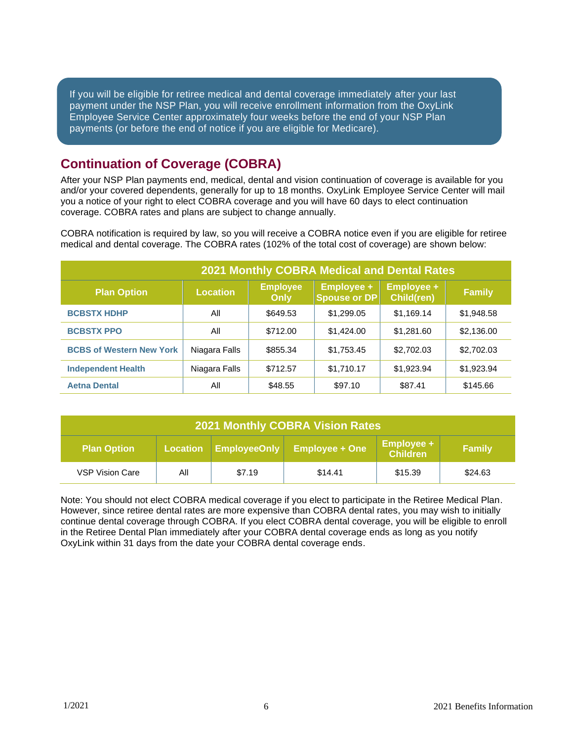If you will be eligible for retiree medical and dental coverage immediately after your last payment under the NSP Plan, you will receive enrollment information from the OxyLink Employee Service Center approximately four weeks before the end of your NSP Plan payments (or before the end of notice if you are eligible for Medicare).

## Continuation of Coverage (COBRA)

After your NSP Plan payments end, medical, dental and vision continuation of coverage is available for you and/or your covered dependents, generally for up to 18 months. OxyLink Employee Service Center will mail you a notice of your right to elect COBRA coverage and you will have 60 days to elect continuation coverage. COBRA rates and plans are subject to change annually.

COBRA notification is required by law, so you will receive a COBRA notice even if you are eligible for retiree medical and dental coverage. The COBRA rates (102% of the total cost of coverage) are shown below:

| 2021 Monthly COBRA Medical and Dental Rates | | | | | |
|---|---|---|---|---|---|
| **Plan Option** | **Location** | **Employee Only** | **Employee + Spouse or DP** | **Employee + Child(ren)** | **Family** |
| **BCBSTX HDHP** | All | $649.53 | $1,299.05 | $1,169.14 | $1,948.58 |
| **BCBSTX PPO** | All | $712.00 | $1,424.00 | $1,281.60 | $2,136.00 |
| **BCBS of Western New York** | Niagara Falls | $855.34 | $1,753.45 | $2,702.03 | $2,702.03 |
| **Independent Health** | Niagara Falls | $712.57 | $1,710.17 | $1,923.94 | $1,923.94 |
| **Aetna Dental** | All | $48.55 | $97.10 | $87.41 | $145.66 |

| 2021 Monthly COBRA Vision Rates | | | | | |
|---|---|---|---|---|---|
| **Plan Option** | **Location** | **EmployeeOnly** | **Employee + One** | **Employee + Children** | **Family** |
| VSP Vision Care | All | $7.19 | $14.41 | $15.39 | $24.63 |

Note: You should not elect COBRA medical coverage if you elect to participate in the Retiree Medical Plan. However, since retiree dental rates are more expensive than COBRA dental rates, you may wish to initially continue dental coverage through COBRA. If you elect COBRA dental coverage, you will be eligible to enroll in the Retiree Dental Plan immediately after your COBRA dental coverage ends as long as you notify OxyLink within 31 days from the date your COBRA dental coverage ends.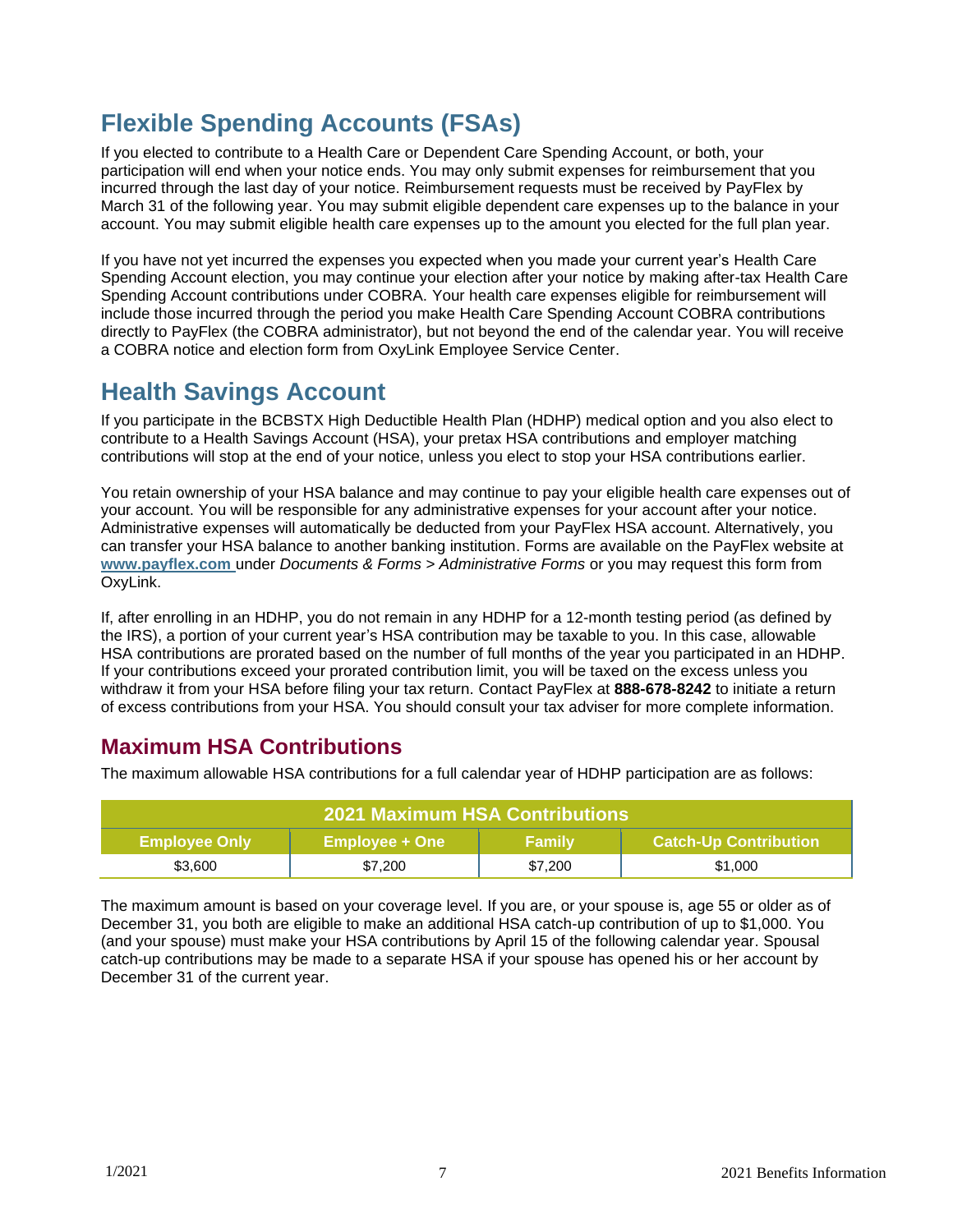# Flexible Spending Accounts (FSAs)

If you elected to contribute to a Health Care or Dependent Care Spending Account, or both, your participation will end when your notice ends. You may only submit expenses for reimbursement that you incurred through the last day of your notice. Reimbursement requests must be received by PayFlex by March 31 of the following year. You may submit eligible dependent care expenses up to the balance in your account. You may submit eligible health care expenses up to the amount you elected for the full plan year.

If you have not yet incurred the expenses you expected when you made your current year's Health Care Spending Account election, you may continue your election after your notice by making after-tax Health Care Spending Account contributions under COBRA. Your health care expenses eligible for reimbursement will include those incurred through the period you make Health Care Spending Account COBRA contributions directly to PayFlex (the COBRA administrator), but not beyond the end of the calendar year. You will receive a COBRA notice and election form from OxyLink Employee Service Center.

# Health Savings Account

If you participate in the BCBSTX High Deductible Health Plan (HDHP) medical option and you also elect to contribute to a Health Savings Account (HSA), your pretax HSA contributions and employer matching contributions will stop at the end of your notice, unless you elect to stop your HSA contributions earlier.

You retain ownership of your HSA balance and may continue to pay your eligible health care expenses out of your account. You will be responsible for any administrative expenses for your account after your notice. Administrative expenses will automatically be deducted from your PayFlex HSA account. Alternatively, you can transfer your HSA balance to another banking institution. Forms are available on the PayFlex website at **www.payflex.com** under *Documents & Forms > Administrative Forms* or you may request this form from OxyLink.

If, after enrolling in an HDHP, you do not remain in any HDHP for a 12-month testing period (as defined by the IRS), a portion of your current year's HSA contribution may be taxable to you. In this case, allowable HSA contributions are prorated based on the number of full months of the year you participated in an HDHP. If your contributions exceed your prorated contribution limit, you will be taxed on the excess unless you withdraw it from your HSA before filing your tax return. Contact PayFlex at **888-678-8242** to initiate a return of excess contributions from your HSA. You should consult your tax adviser for more complete information.

## Maximum HSA Contributions

The maximum allowable HSA contributions for a full calendar year of HDHP participation are as follows:

| 2021 Maximum HSA Contributions | | | |
|---|---|---|---|
| **Employee Only** | **Employee + One** | **Family** | **Catch-Up Contribution** |
| $3,600 | $7,200 | $7,200 | $1,000 |

The maximum amount is based on your coverage level. If you are, or your spouse is, age 55 or older as of December 31, you both are eligible to make an additional HSA catch-up contribution of up to $1,000. You (and your spouse) must make your HSA contributions by April 15 of the following calendar year. Spousal catch-up contributions may be made to a separate HSA if your spouse has opened his or her account by December 31 of the current year.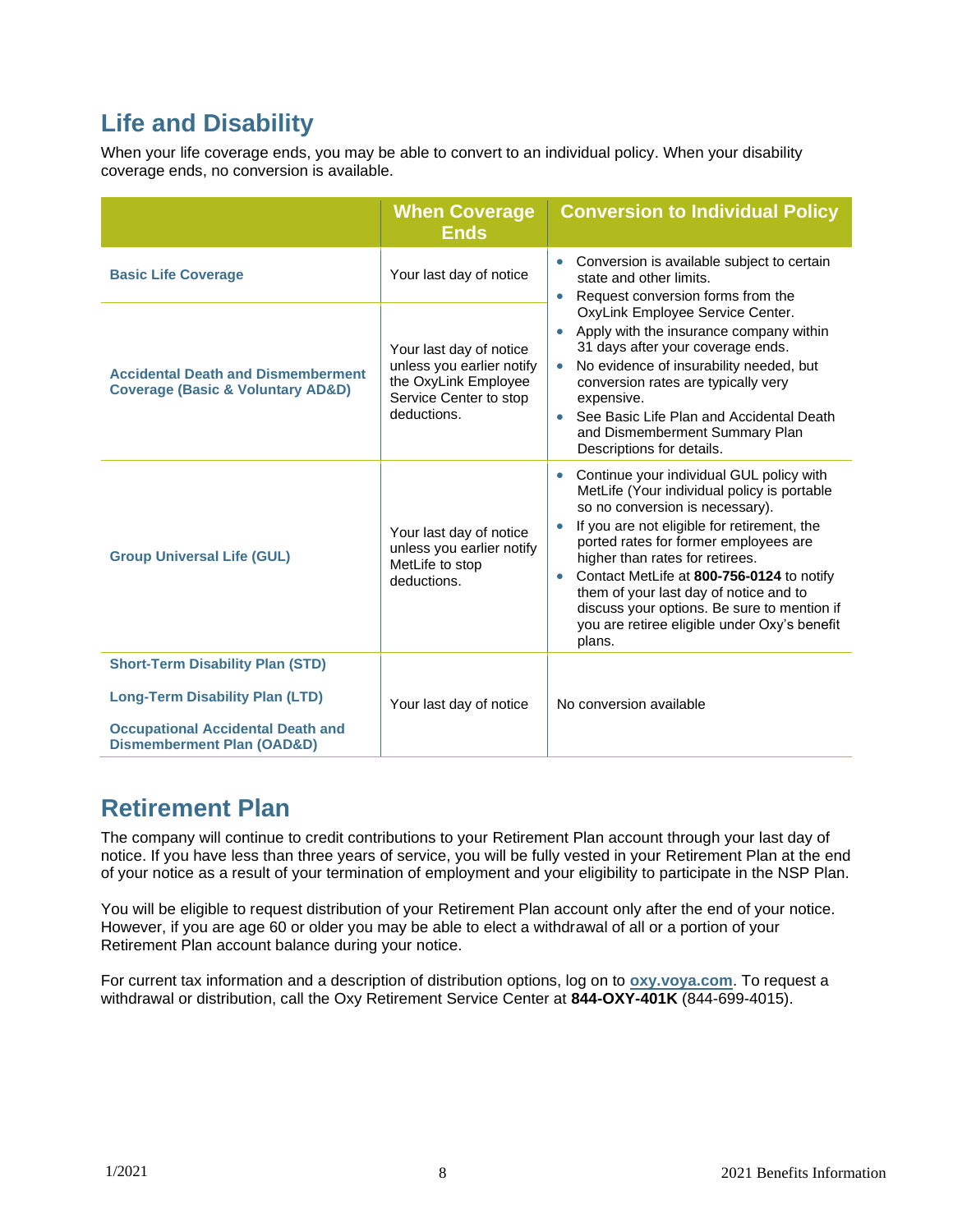## Life and Disability

When your life coverage ends, you may be able to convert to an individual policy. When your disability coverage ends, no conversion is available.

| | When Coverage Ends | Conversion to Individual Policy |
|---|---|---|
| **Basic Life Coverage** | Your last day of notice | • Conversion is available subject to certain state and other limits.<br>• Request conversion forms from the OxyLink Employee Service Center.<br>• Apply with the insurance company within 31 days after your coverage ends.<br>• No evidence of insurability needed, but conversion rates are typically very expensive.<br>• See Basic Life Plan and Accidental Death and Dismemberment Summary Plan Descriptions for details. |
| **Accidental Death and Dismemberment Coverage (Basic & Voluntary AD&D)** | Your last day of notice unless you earlier notify the OxyLink Employee Service Center to stop deductions. | |
| **Group Universal Life (GUL)** | Your last day of notice unless you earlier notify MetLife to stop deductions. | • Continue your individual GUL policy with MetLife (Your individual policy is portable so no conversion is necessary).<br>• If you are not eligible for retirement, the ported rates for former employees are higher than rates for retirees.<br>• Contact MetLife at **800-756-0124** to notify them of your last day of notice and to discuss your options. Be sure to mention if you are retiree eligible under Oxy's benefit plans. |
| **Short-Term Disability Plan (STD)**<br>**Long-Term Disability Plan (LTD)**<br>**Occupational Accidental Death and Dismemberment Plan (OAD&D)** | Your last day of notice | No conversion available |

## Retirement Plan

The company will continue to credit contributions to your Retirement Plan account through your last day of notice. If you have less than three years of service, you will be fully vested in your Retirement Plan at the end of your notice as a result of your termination of employment and your eligibility to participate in the NSP Plan.

You will be eligible to request distribution of your Retirement Plan account only after the end of your notice. However, if you are age 60 or older you may be able to elect a withdrawal of all or a portion of your Retirement Plan account balance during your notice.

For current tax information and a description of distribution options, log on to **oxy.voya.com**. To request a withdrawal or distribution, call the Oxy Retirement Service Center at **844-OXY-401K** (844-699-4015).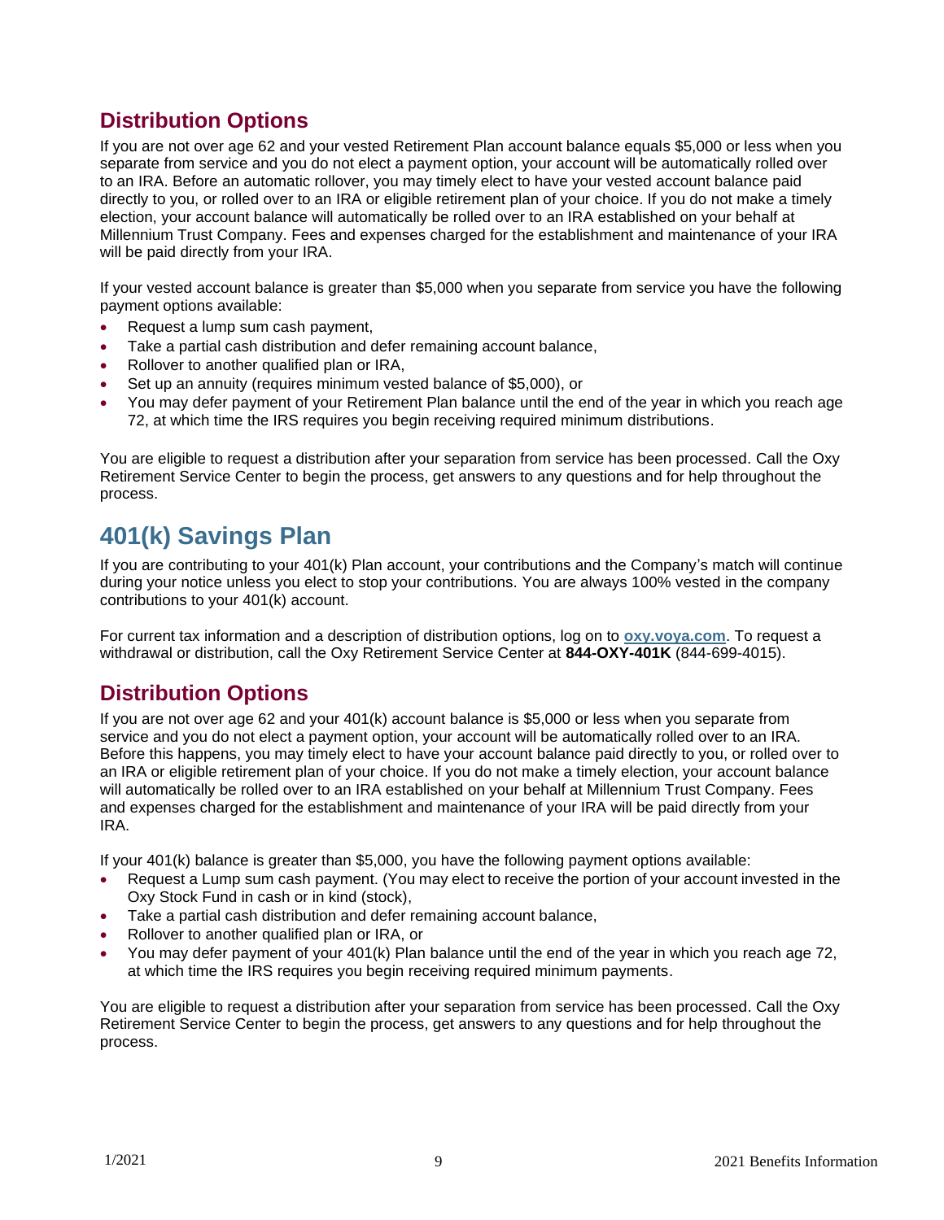## Distribution Options

If you are not over age 62 and your vested Retirement Plan account balance equals $5,000 or less when you separate from service and you do not elect a payment option, your account will be automatically rolled over to an IRA. Before an automatic rollover, you may timely elect to have your vested account balance paid directly to you, or rolled over to an IRA or eligible retirement plan of your choice. If you do not make a timely election, your account balance will automatically be rolled over to an IRA established on your behalf at Millennium Trust Company. Fees and expenses charged for the establishment and maintenance of your IRA will be paid directly from your IRA.

If your vested account balance is greater than $5,000 when you separate from service you have the following payment options available:

- Request a lump sum cash payment,
- Take a partial cash distribution and defer remaining account balance,
- Rollover to another qualified plan or IRA,
- Set up an annuity (requires minimum vested balance of $5,000), or
- You may defer payment of your Retirement Plan balance until the end of the year in which you reach age 72, at which time the IRS requires you begin receiving required minimum distributions.

You are eligible to request a distribution after your separation from service has been processed. Call the Oxy Retirement Service Center to begin the process, get answers to any questions and for help throughout the process.

# 401(k) Savings Plan

If you are contributing to your 401(k) Plan account, your contributions and the Company's match will continue during your notice unless you elect to stop your contributions. You are always 100% vested in the company contributions to your 401(k) account.

For current tax information and a description of distribution options, log on to **oxy.voya.com**. To request a withdrawal or distribution, call the Oxy Retirement Service Center at **844-OXY-401K** (844-699-4015).

## Distribution Options

If you are not over age 62 and your 401(k) account balance is $5,000 or less when you separate from service and you do not elect a payment option, your account will be automatically rolled over to an IRA. Before this happens, you may timely elect to have your account balance paid directly to you, or rolled over to an IRA or eligible retirement plan of your choice. If you do not make a timely election, your account balance will automatically be rolled over to an IRA established on your behalf at Millennium Trust Company. Fees and expenses charged for the establishment and maintenance of your IRA will be paid directly from your IRA.

If your 401(k) balance is greater than $5,000, you have the following payment options available:

- Request a Lump sum cash payment. (You may elect to receive the portion of your account invested in the Oxy Stock Fund in cash or in kind (stock),
- Take a partial cash distribution and defer remaining account balance,
- Rollover to another qualified plan or IRA, or
- You may defer payment of your 401(k) Plan balance until the end of the year in which you reach age 72, at which time the IRS requires you begin receiving required minimum payments.

You are eligible to request a distribution after your separation from service has been processed. Call the Oxy Retirement Service Center to begin the process, get answers to any questions and for help throughout the process.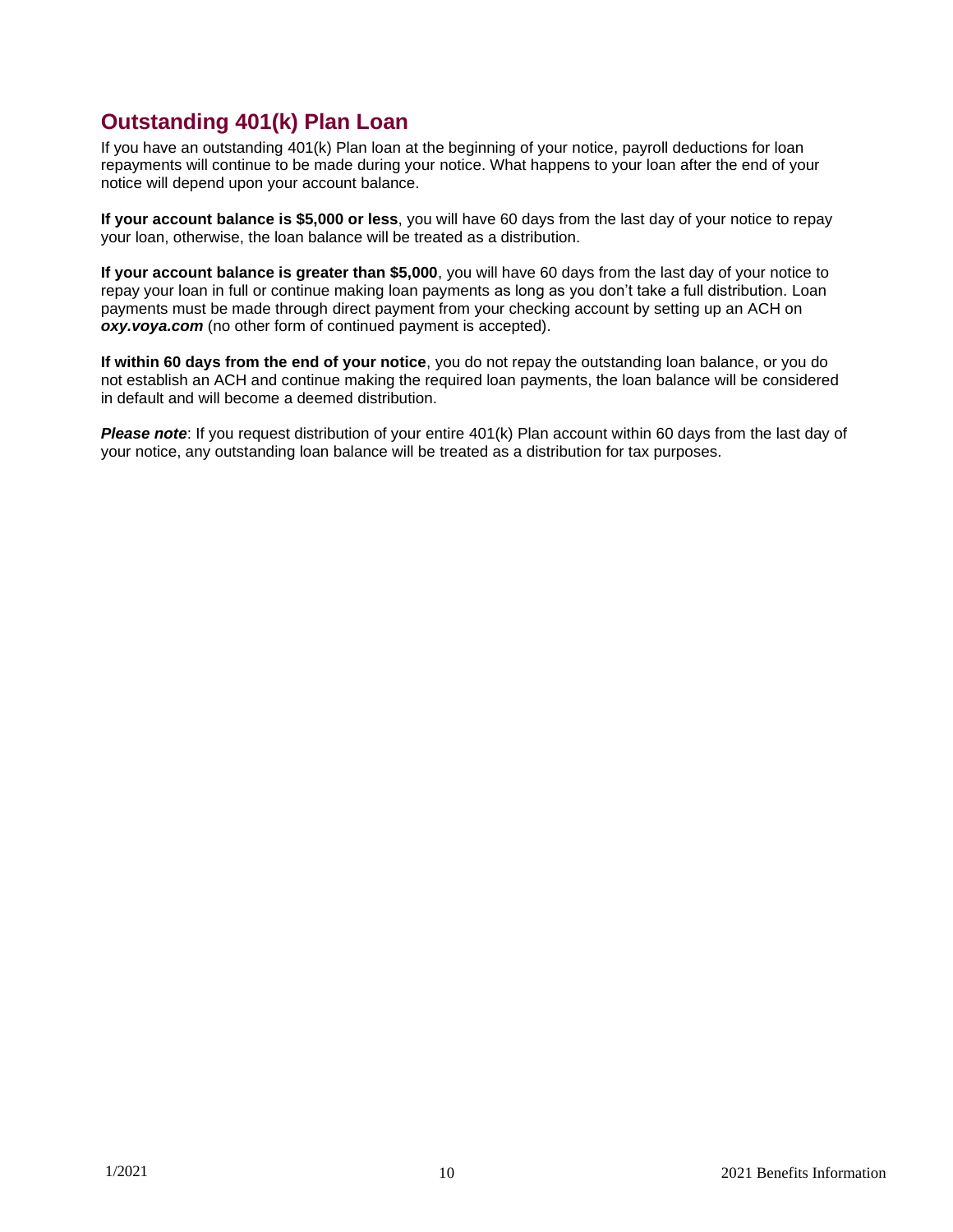## Outstanding 401(k) Plan Loan

If you have an outstanding 401(k) Plan loan at the beginning of your notice, payroll deductions for loan repayments will continue to be made during your notice. What happens to your loan after the end of your notice will depend upon your account balance.

**If your account balance is $5,000 or less**, you will have 60 days from the last day of your notice to repay your loan, otherwise, the loan balance will be treated as a distribution.

**If your account balance is greater than $5,000**, you will have 60 days from the last day of your notice to repay your loan in full or continue making loan payments as long as you don't take a full distribution. Loan payments must be made through direct payment from your checking account by setting up an ACH on ***oxy.voya.com*** (no other form of continued payment is accepted).

**If within 60 days from the end of your notice**, you do not repay the outstanding loan balance, or you do not establish an ACH and continue making the required loan payments, the loan balance will be considered in default and will become a deemed distribution.

***Please note***: If you request distribution of your entire 401(k) Plan account within 60 days from the last day of your notice, any outstanding loan balance will be treated as a distribution for tax purposes.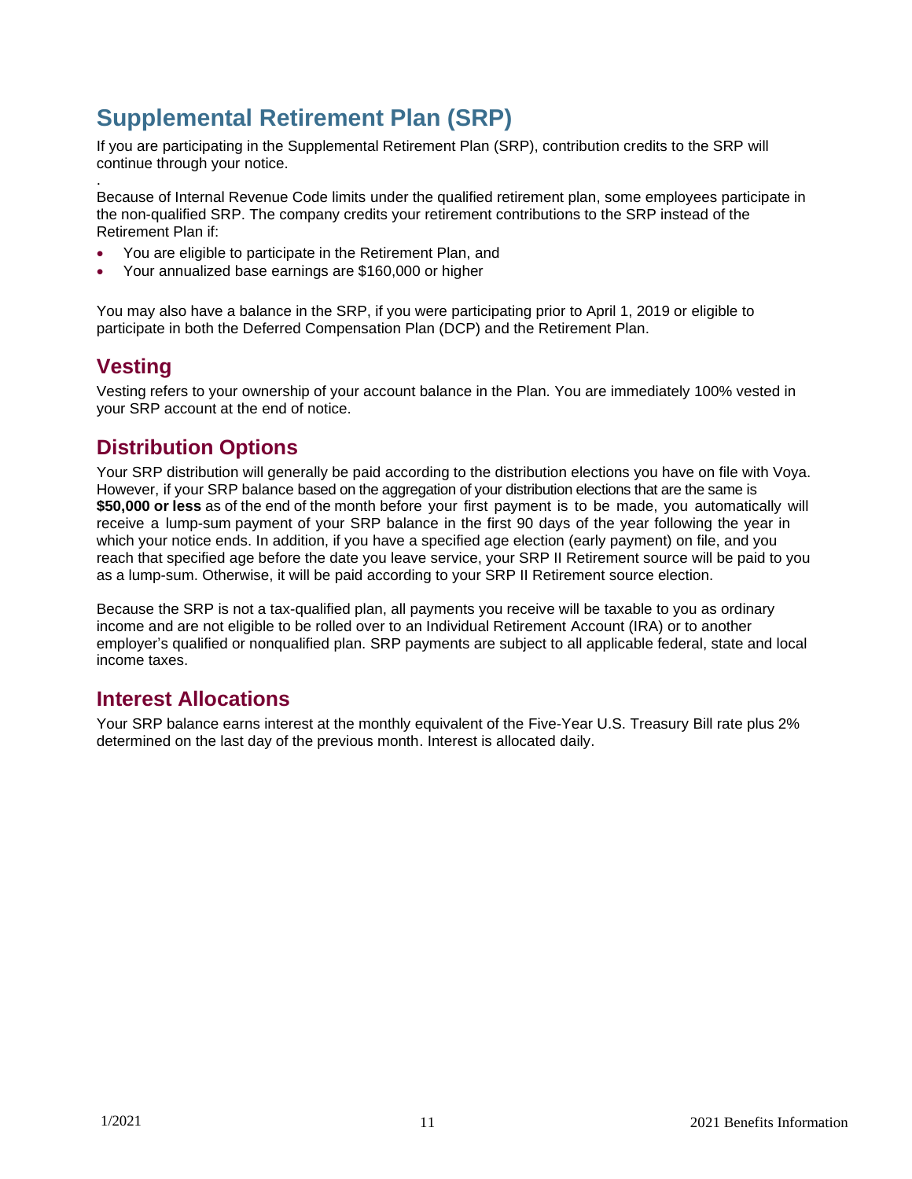# Supplemental Retirement Plan (SRP)

If you are participating in the Supplemental Retirement Plan (SRP), contribution credits to the SRP will continue through your notice.

.
Because of Internal Revenue Code limits under the qualified retirement plan, some employees participate in the non-qualified SRP. The company credits your retirement contributions to the SRP instead of the Retirement Plan if:

- You are eligible to participate in the Retirement Plan, and
- Your annualized base earnings are $160,000 or higher

You may also have a balance in the SRP, if you were participating prior to April 1, 2019 or eligible to participate in both the Deferred Compensation Plan (DCP) and the Retirement Plan.

## Vesting

Vesting refers to your ownership of your account balance in the Plan. You are immediately 100% vested in your SRP account at the end of notice.

## Distribution Options

Your SRP distribution will generally be paid according to the distribution elections you have on file with Voya. However, if your SRP balance based on the aggregation of your distribution elections that are the same is **$50,000 or less** as of the end of the month before your first payment is to be made, you automatically will receive a lump-sum payment of your SRP balance in the first 90 days of the year following the year in which your notice ends. In addition, if you have a specified age election (early payment) on file, and you reach that specified age before the date you leave service, your SRP II Retirement source will be paid to you as a lump-sum. Otherwise, it will be paid according to your SRP II Retirement source election.

Because the SRP is not a tax-qualified plan, all payments you receive will be taxable to you as ordinary income and are not eligible to be rolled over to an Individual Retirement Account (IRA) or to another employer's qualified or nonqualified plan. SRP payments are subject to all applicable federal, state and local income taxes.

## Interest Allocations

Your SRP balance earns interest at the monthly equivalent of the Five-Year U.S. Treasury Bill rate plus 2% determined on the last day of the previous month. Interest is allocated daily.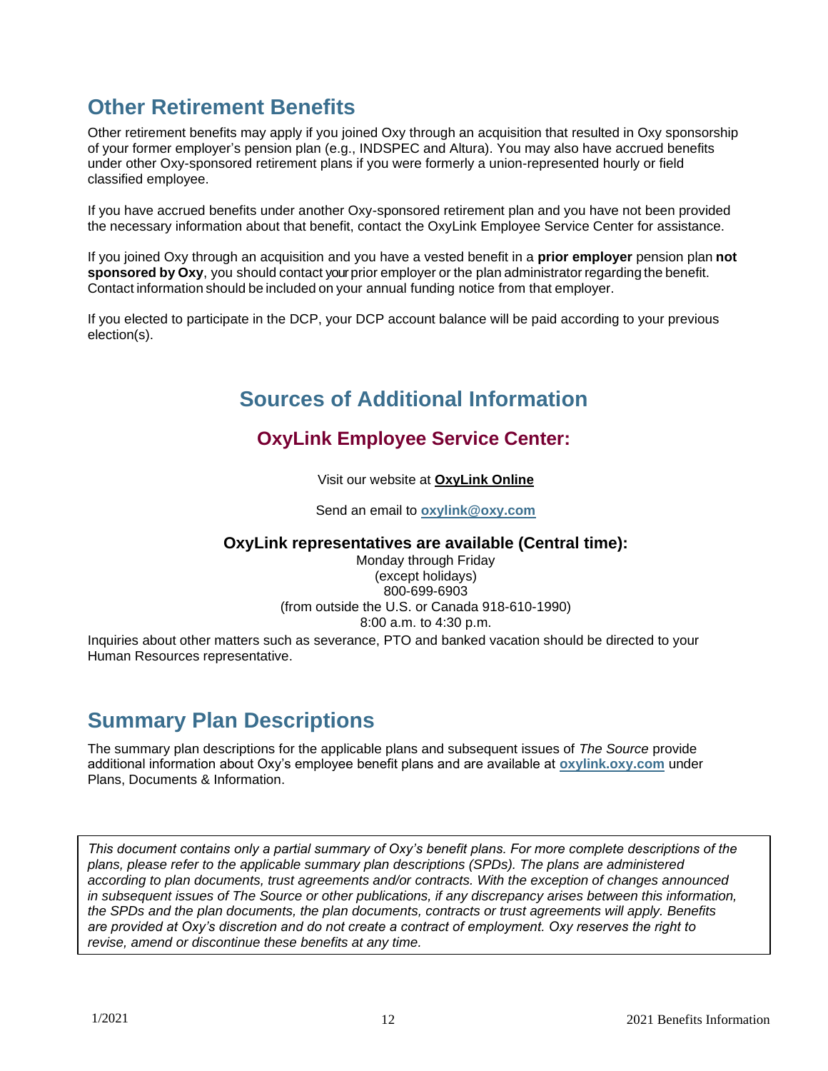## Other Retirement Benefits

Other retirement benefits may apply if you joined Oxy through an acquisition that resulted in Oxy sponsorship of your former employer's pension plan (e.g., INDSPEC and Altura). You may also have accrued benefits under other Oxy-sponsored retirement plans if you were formerly a union-represented hourly or field classified employee.

If you have accrued benefits under another Oxy-sponsored retirement plan and you have not been provided the necessary information about that benefit, contact the OxyLink Employee Service Center for assistance.

If you joined Oxy through an acquisition and you have a vested benefit in a **prior employer** pension plan **not sponsored by Oxy**, you should contact your prior employer or the plan administrator regarding the benefit. Contact information should be included on your annual funding notice from that employer.

If you elected to participate in the DCP, your DCP account balance will be paid according to your previous election(s).

## Sources of Additional Information

### OxyLink Employee Service Center:

Visit our website at **OxyLink Online**

Send an email to **oxylink@oxy.com**

**OxyLink representatives are available (Central time):**

Monday through Friday
(except holidays)
800-699-6903
(from outside the U.S. or Canada 918-610-1990)
8:00 a.m. to 4:30 p.m.

Inquiries about other matters such as severance, PTO and banked vacation should be directed to your Human Resources representative.

## Summary Plan Descriptions

The summary plan descriptions for the applicable plans and subsequent issues of *The Source* provide additional information about Oxy's employee benefit plans and are available at **oxylink.oxy.com** under Plans, Documents & Information.

*This document contains only a partial summary of Oxy's benefit plans. For more complete descriptions of the plans, please refer to the applicable summary plan descriptions (SPDs). The plans are administered according to plan documents, trust agreements and/or contracts. With the exception of changes announced in subsequent issues of The Source or other publications, if any discrepancy arises between this information, the SPDs and the plan documents, the plan documents, contracts or trust agreements will apply. Benefits are provided at Oxy's discretion and do not create a contract of employment. Oxy reserves the right to revise, amend or discontinue these benefits at any time.*